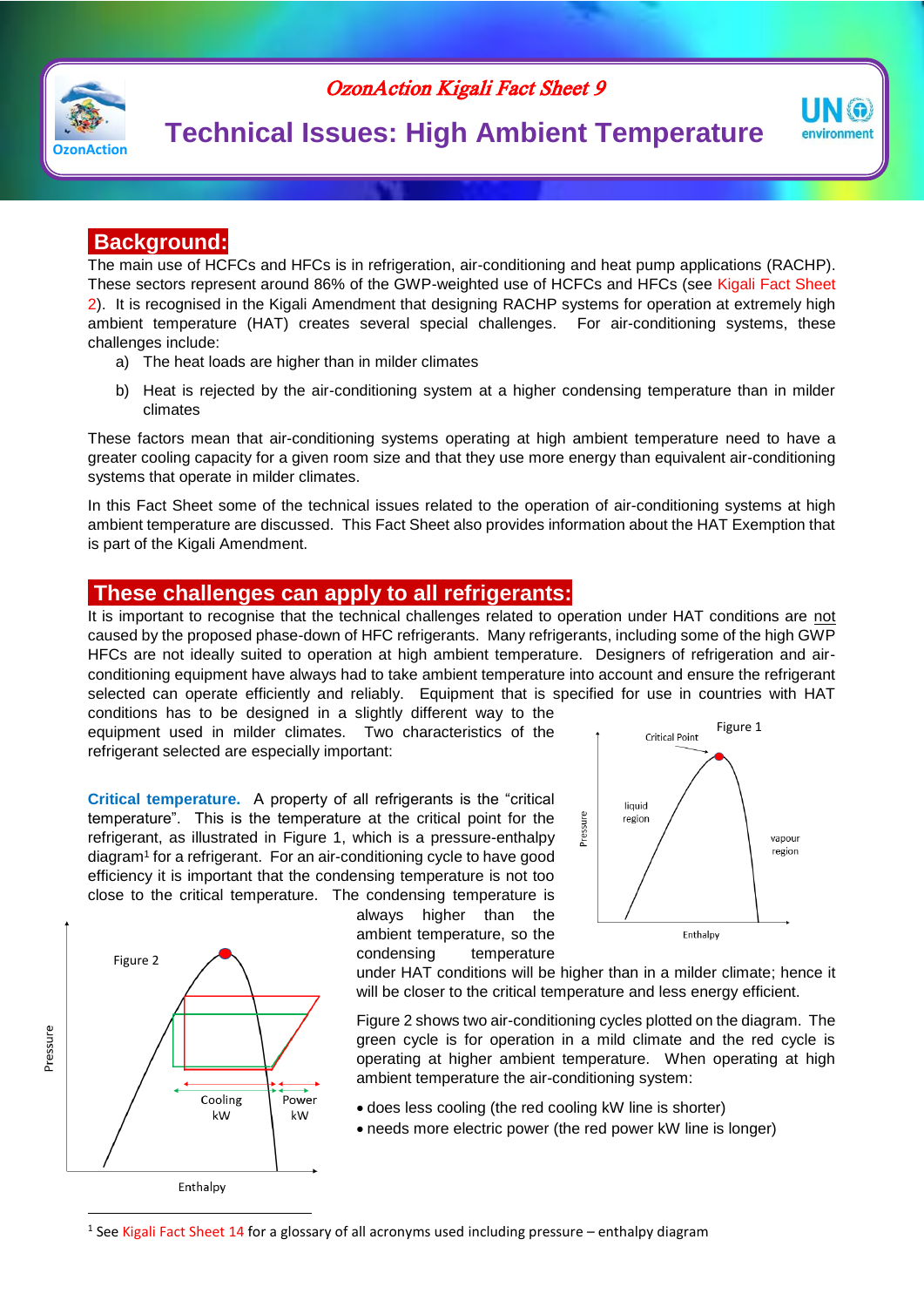*OzonAction Kigali Fact Sheet 9*

# Technical Issues: High Ambient Temperature

## Background:

The main use of HCFCs and HFCs is in refrigeration, air-conditioning and heat pump applications (RACHP). These sectors represent around 86% of the GWP-weighted use of HCFCs and HFCs (see Kigali Fact Sheet 2). It is recognised in the Kigali Amendment that designing RACHP systems for operation at extremely high ambient temperature (HAT) creates several special challenges. For air-conditioning systems, these challenges include:

a) The heat loads are higher than in milder climates

b) Heat is rejected by the air-conditioning system at a higher condensing temperature than in milder climates

These factors mean that air-conditioning systems operating at high ambient temperature need to have a greater cooling capacity for a given room size and that they use more energy than equivalent air-conditioning systems that operate in milder climates.

In this Fact Sheet some of the technical issues related to the operation of air-conditioning systems at high ambient temperature are discussed. This Fact Sheet also provides information about the HAT Exemption that is part of the Kigali Amendment.

## These challenges can apply to all refrigerants:

It is important to recognise that the technical challenges related to operation under HAT conditions are not caused by the proposed phase-down of HFC refrigerants. Many refrigerants, including some of the high GWP HFCs are not ideally suited to operation at high ambient temperature. Designers of refrigeration and air-conditioning equipment have always had to take ambient temperature into account and ensure the refrigerant selected can operate efficiently and reliably. Equipment that is specified for use in countries with HAT conditions has to be designed in a slightly different way to the equipment used in milder climates. Two characteristics of the refrigerant selected are especially important:

**Critical temperature.** A property of all refrigerants is the "critical temperature". This is the temperature at the critical point for the refrigerant, as illustrated in Figure 1, which is a pressure-enthalpy diagram[1] for a refrigerant. For an air-conditioning cycle to have good efficiency it is important that the condensing temperature is not too close to the critical temperature. The condensing temperature is always higher than the ambient temperature, so the condensing temperature under HAT conditions will be higher than in a milder climate; hence it will be closer to the critical temperature and less energy efficient.

Figure 1

Figure 2

Figure 2 shows two air-conditioning cycles plotted on the diagram. The green cycle is for operation in a mild climate and the red cycle is operating at higher ambient temperature. When operating at high ambient temperature the air-conditioning system:

- does less cooling (the red cooling kW line is shorter)
- needs more electric power (the red power kW line is longer)

---

[1] See Kigali Fact Sheet 14 for a glossary of all acronyms used including pressure – enthalpy diagram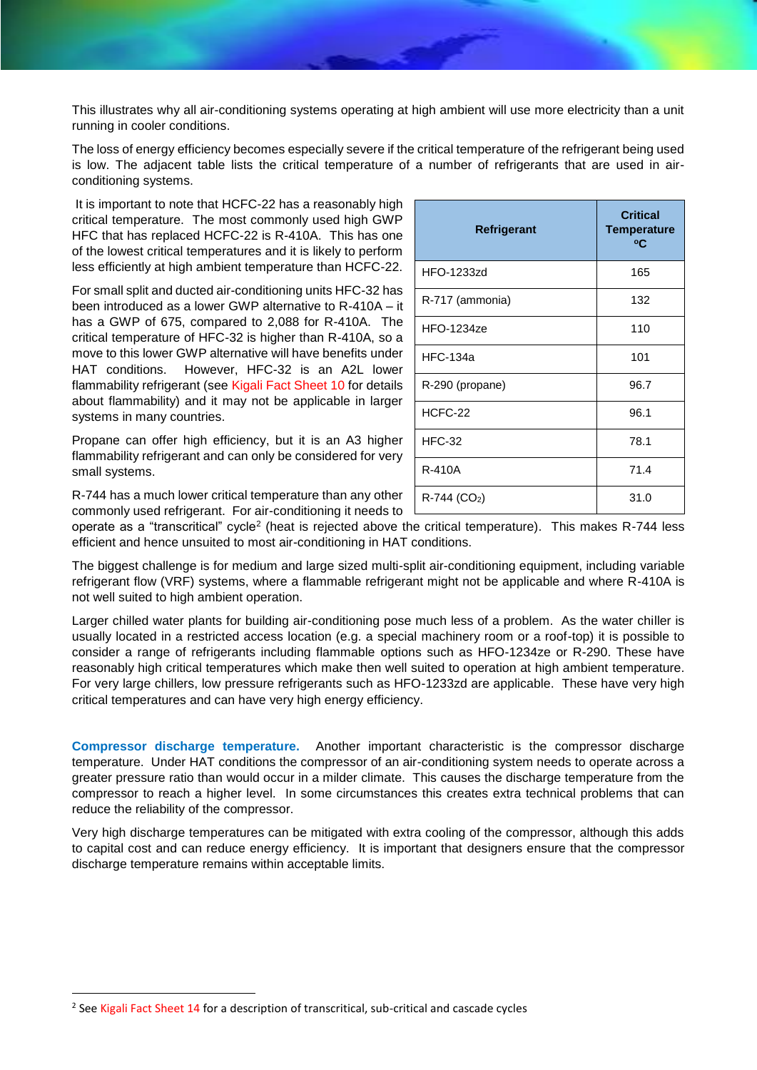This illustrates why all air-conditioning systems operating at high ambient will use more electricity than a unit running in cooler conditions.

The loss of energy efficiency becomes especially severe if the critical temperature of the refrigerant being used is low. The adjacent table lists the critical temperature of a number of refrigerants that are used in air-conditioning systems.

| Refrigerant | Critical Temperature ºC |
|---|---|
| HFO-1233zd | 165 |
| R-717 (ammonia) | 132 |
| HFO-1234ze | 110 |
| HFC-134a | 101 |
| R-290 (propane) | 96.7 |
| HCFC-22 | 96.1 |
| HFC-32 | 78.1 |
| R-410A | 71.4 |
| R-744 ($CO_2$) | 31.0 |

It is important to note that HCFC-22 has a reasonably high critical temperature. The most commonly used high GWP HFC that has replaced HCFC-22 is R-410A. This has one of the lowest critical temperatures and it is likely to perform less efficiently at high ambient temperature than HCFC-22.

For small split and ducted air-conditioning units HFC-32 has been introduced as a lower GWP alternative to R-410A – it has a GWP of 675, compared to 2,088 for R-410A. The critical temperature of HFC-32 is higher than R-410A, so a move to this lower GWP alternative will have benefits under HAT conditions. However, HFC-32 is an A2L lower flammability refrigerant (see Kigali Fact Sheet 10 for details about flammability) and it may not be applicable in larger systems in many countries.

Propane can offer high efficiency, but it is an A3 higher flammability refrigerant and can only be considered for very small systems.

R-744 has a much lower critical temperature than any other commonly used refrigerant. For air-conditioning it needs to operate as a "transcritical" cycle[2] (heat is rejected above the critical temperature). This makes R-744 less efficient and hence unsuited to most air-conditioning in HAT conditions.

The biggest challenge is for medium and large sized multi-split air-conditioning equipment, including variable refrigerant flow (VRF) systems, where a flammable refrigerant might not be applicable and where R-410A is not well suited to high ambient operation.

Larger chilled water plants for building air-conditioning pose much less of a problem. As the water chiller is usually located in a restricted access location (e.g. a special machinery room or a roof-top) it is possible to consider a range of refrigerants including flammable options such as HFO-1234ze or R-290. These have reasonably high critical temperatures which make then well suited to operation at high ambient temperature. For very large chillers, low pressure refrigerants such as HFO-1233zd are applicable. These have very high critical temperatures and can have very high energy efficiency.

**Compressor discharge temperature.** Another important characteristic is the compressor discharge temperature. Under HAT conditions the compressor of an air-conditioning system needs to operate across a greater pressure ratio than would occur in a milder climate. This causes the discharge temperature from the compressor to reach a higher level. In some circumstances this creates extra technical problems that can reduce the reliability of the compressor.

Very high discharge temperatures can be mitigated with extra cooling of the compressor, although this adds to capital cost and can reduce energy efficiency. It is important that designers ensure that the compressor discharge temperature remains within acceptable limits.

[2] See Kigali Fact Sheet 14 for a description of transcritical, sub-critical and cascade cycles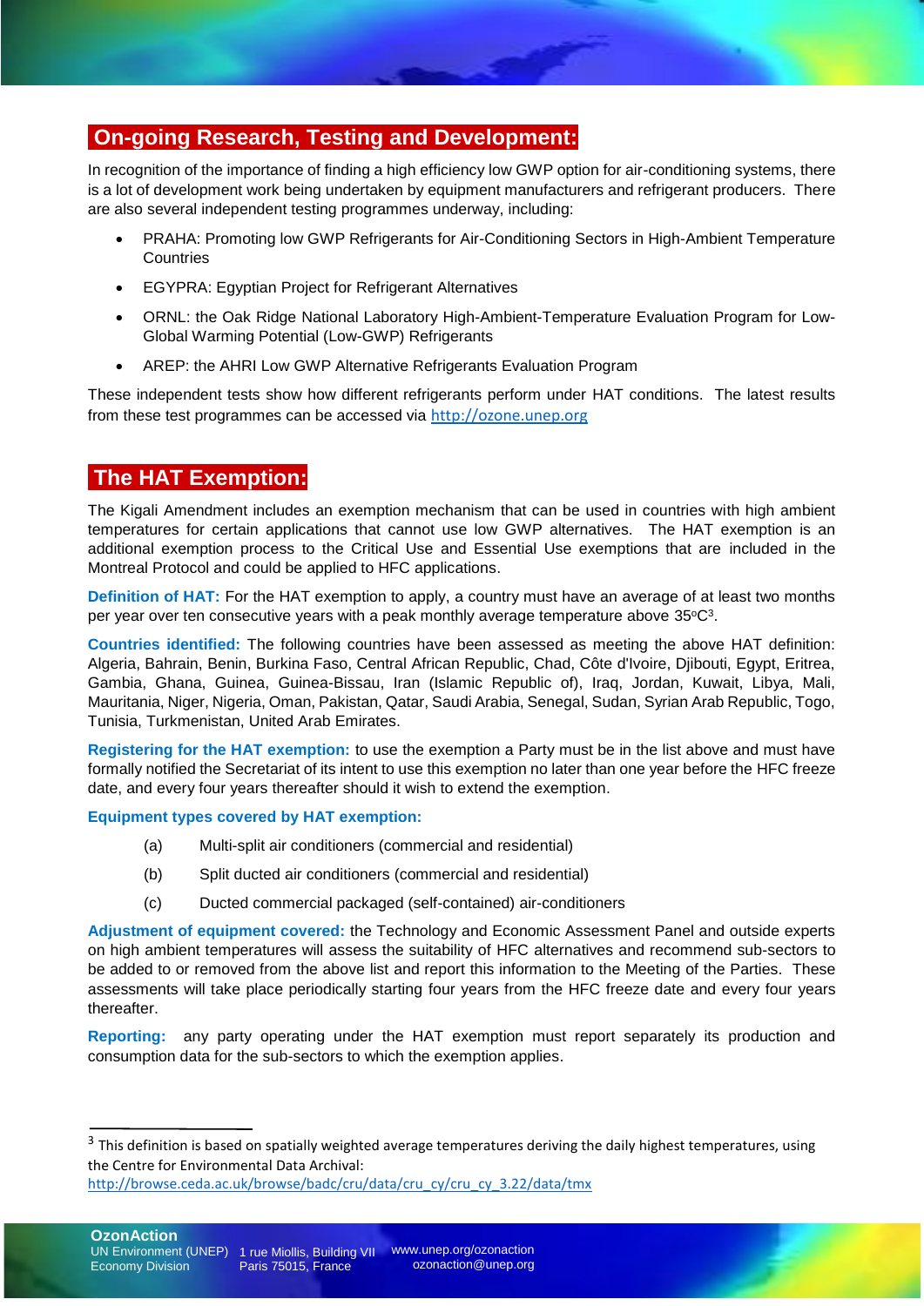## On-going Research, Testing and Development:

In recognition of the importance of finding a high efficiency low GWP option for air-conditioning systems, there is a lot of development work being undertaken by equipment manufacturers and refrigerant producers. There are also several independent testing programmes underway, including:

- PRAHA: Promoting low GWP Refrigerants for Air-Conditioning Sectors in High-Ambient Temperature Countries
- EGYPRA: Egyptian Project for Refrigerant Alternatives
- ORNL: the Oak Ridge National Laboratory High-Ambient-Temperature Evaluation Program for Low-Global Warming Potential (Low-GWP) Refrigerants
- AREP: the AHRI Low GWP Alternative Refrigerants Evaluation Program

These independent tests show how different refrigerants perform under HAT conditions. The latest results from these test programmes can be accessed via http://ozone.unep.org

## The HAT Exemption:

The Kigali Amendment includes an exemption mechanism that can be used in countries with high ambient temperatures for certain applications that cannot use low GWP alternatives. The HAT exemption is an additional exemption process to the Critical Use and Essential Use exemptions that are included in the Montreal Protocol and could be applied to HFC applications.

**Definition of HAT:** For the HAT exemption to apply, a country must have an average of at least two months per year over ten consecutive years with a peak monthly average temperature above 35°C[3].

**Countries identified:** The following countries have been assessed as meeting the above HAT definition: Algeria, Bahrain, Benin, Burkina Faso, Central African Republic, Chad, Côte d'Ivoire, Djibouti, Egypt, Eritrea, Gambia, Ghana, Guinea, Guinea-Bissau, Iran (Islamic Republic of), Iraq, Jordan, Kuwait, Libya, Mali, Mauritania, Niger, Nigeria, Oman, Pakistan, Qatar, Saudi Arabia, Senegal, Sudan, Syrian Arab Republic, Togo, Tunisia, Turkmenistan, United Arab Emirates.

**Registering for the HAT exemption:** to use the exemption a Party must be in the list above and must have formally notified the Secretariat of its intent to use this exemption no later than one year before the HFC freeze date, and every four years thereafter should it wish to extend the exemption.

**Equipment types covered by HAT exemption:**

(a) Multi-split air conditioners (commercial and residential)

(b) Split ducted air conditioners (commercial and residential)

(c) Ducted commercial packaged (self-contained) air-conditioners

**Adjustment of equipment covered:** the Technology and Economic Assessment Panel and outside experts on high ambient temperatures will assess the suitability of HFC alternatives and recommend sub-sectors to be added to or removed from the above list and report this information to the Meeting of the Parties. These assessments will take place periodically starting four years from the HFC freeze date and every four years thereafter.

**Reporting:** any party operating under the HAT exemption must report separately its production and consumption data for the sub-sectors to which the exemption applies.

---

[3] This definition is based on spatially weighted average temperatures deriving the daily highest temperatures, using the Centre for Environmental Data Archival: http://browse.ceda.ac.uk/browse/badc/cru/data/cru_cy/cru_cy_3.22/data/tmx

**OzonAction**
UN Environment (UNEP) Economy Division
1 rue Miollis, Building VII Paris 75015, France
www.unep.org/ozonaction
ozonaction@unep.org